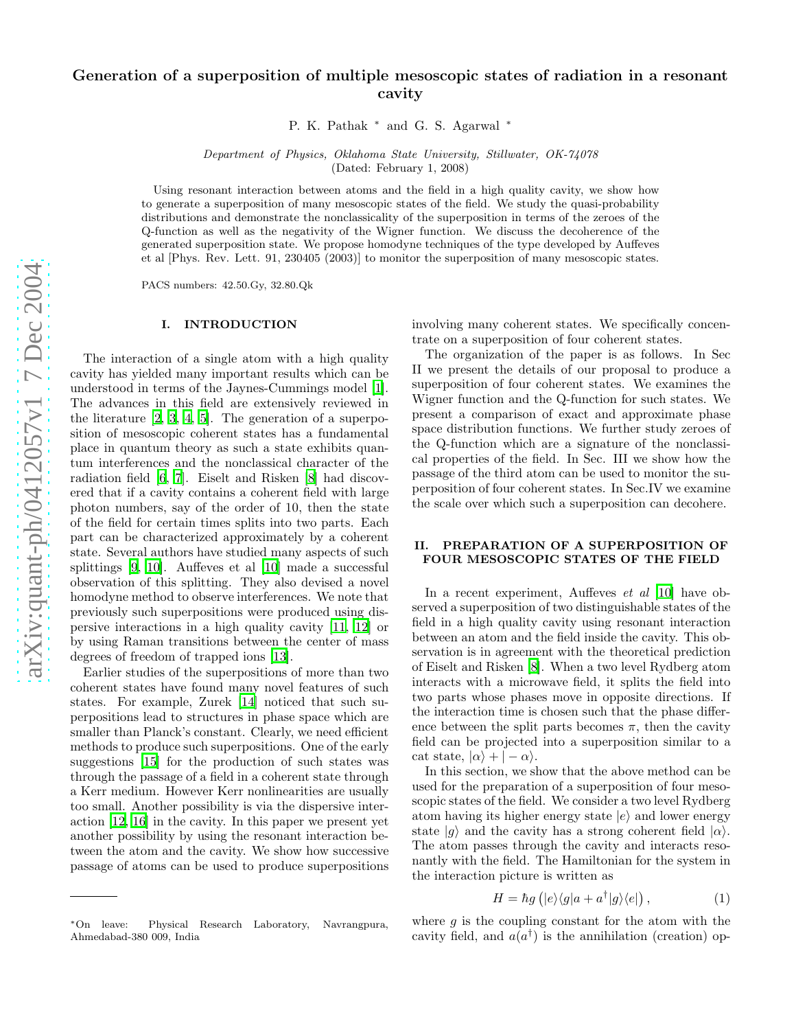# Generation of a superposition of multiple mesoscopic states of radiation in a resonant cavity

P. K. Pathak * and G. S. Agarwal *

*Department of Physics, Oklahoma State University, Stillwater, OK-74078*
(Dated: February 1, 2008)

Using resonant interaction between atoms and the field in a high quality cavity, we show how to generate a superposition of many mesoscopic states of the field. We study the quasi-probability distributions and demonstrate the nonclassicality of the superposition in terms of the zeroes of the Q-function as well as the negativity of the Wigner function. We discuss the decoherence of the generated superposition state. We propose homodyne techniques of the type developed by Auffeves et al [Phys. Rev. Lett. 91, 230405 (2003)] to monitor the superposition of many mesoscopic states.

PACS numbers: 42.50.Gy, 32.80.Qk

## I. INTRODUCTION

The interaction of a single atom with a high quality cavity has yielded many important results which can be understood in terms of the Jaynes-Cummings model [1]. The advances in this field are extensively reviewed in the literature [2, 3, 4, 5]. The generation of a superposition of mesoscopic coherent states has a fundamental place in quantum theory as such a state exhibits quantum interferences and the nonclassical character of the radiation field [6, 7]. Eiselt and Risken [8] had discovered that if a cavity contains a coherent field with large photon numbers, say of the order of 10, then the state of the field for certain times splits into two parts. Each part can be characterized approximately by a coherent state. Several authors have studied many aspects of such splittings [9, 10]. Auffeves et al [10] made a successful observation of this splitting. They also devised a novel homodyne method to observe interferences. We note that previously such superpositions were produced using dispersive interactions in a high quality cavity [11, 12] or by using Raman transitions between the center of mass degrees of freedom of trapped ions [13].

Earlier studies of the superpositions of more than two coherent states have found many novel features of such states. For example, Zurek [14] noticed that such superpositions lead to structures in phase space which are smaller than Planck's constant. Clearly, we need efficient methods to produce such superpositions. One of the early suggestions [15] for the production of such states was through the passage of a field in a coherent state through a Kerr medium. However Kerr nonlinearities are usually too small. Another possibility is via the dispersive interaction [12, 16] in the cavity. In this paper we present yet another possibility by using the resonant interaction between the atom and the cavity. We show how successive passage of atoms can be used to produce superpositions involving many coherent states. We specifically concentrate on a superposition of four coherent states.

The organization of the paper is as follows. In Sec II we present the details of our proposal to produce a superposition of four coherent states. We examines the Wigner function and the Q-function for such states. We present a comparison of exact and approximate phase space distribution functions. We further study zeroes of the Q-function which are a signature of the nonclassical properties of the field. In Sec. III we show how the passage of the third atom can be used to monitor the superposition of four coherent states. In Sec.IV we examine the scale over which such a superposition can decohere.

## II. PREPARATION OF A SUPERPOSITION OF FOUR MESOSCOPIC STATES OF THE FIELD

In a recent experiment, Auffeves *et al* [10] have observed a superposition of two distinguishable states of the field in a high quality cavity using resonant interaction between an atom and the field inside the cavity. This observation is in agreement with the theoretical prediction of Eiselt and Risken [8]. When a two level Rydberg atom interacts with a microwave field, it splits the field into two parts whose phases move in opposite directions. If the interaction time is chosen such that the phase difference between the split parts becomes $\pi$, then the cavity field can be projected into a superposition similar to a cat state, $|\alpha\rangle + |-\alpha\rangle$.

In this section, we show that the above method can be used for the preparation of a superposition of four mesoscopic states of the field. We consider a two level Rydberg atom having its higher energy state $|e\rangle$ and lower energy state $|g\rangle$ and the cavity has a strong coherent field $|\alpha\rangle$. The atom passes through the cavity and interacts resonantly with the field. The Hamiltonian for the system in the interaction picture is written as

$$H = \hbar g \left(|e\rangle\langle g|a + a^\dagger|g\rangle\langle e|\right), \tag{1}$$

where $g$ is the coupling constant for the atom with the cavity field, and $a(a^\dagger)$ is the annihilation (creation) op-

*On leave: Physical Research Laboratory, Navrangpura, Ahmedabad-380 009, India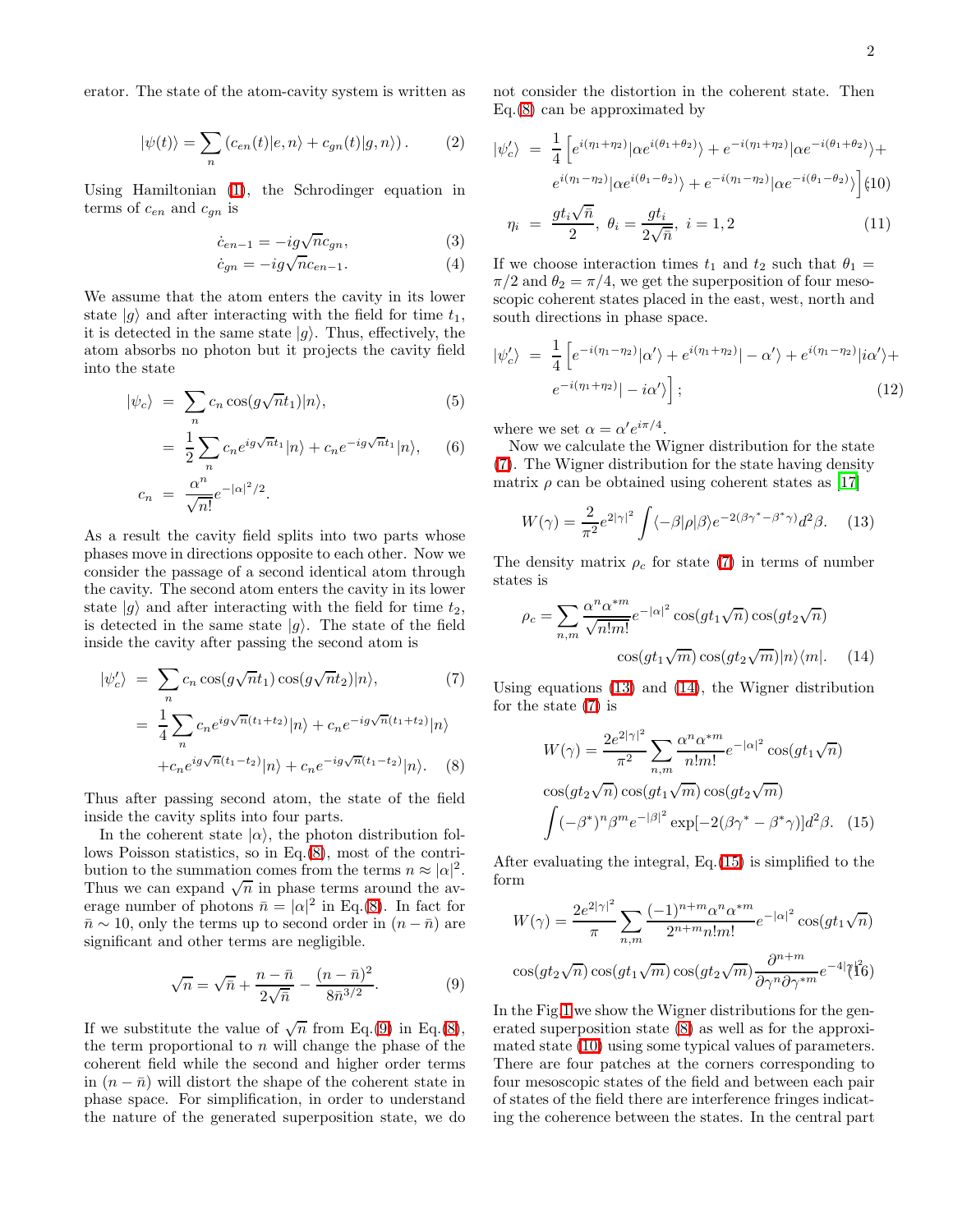erator. The state of the atom-cavity system is written as

$$|\psi(t)\rangle = \sum_n \left(c_{en}(t)|e,n\rangle + c_{gn}(t)|g,n\rangle\right). \qquad (2)$$

Using Hamiltonian (1), the Schrodinger equation in terms of $c_{en}$ and $c_{gn}$ is

$$\dot{c}_{en-1} = -ig\sqrt{n}c_{gn}, \qquad (3)$$

$$\dot{c}_{gn} = -ig\sqrt{n}c_{en-1}. \qquad (4)$$

We assume that the atom enters the cavity in its lower state $|g\rangle$ and after interacting with the field for time $t_1$, it is detected in the same state $|g\rangle$. Thus, effectively, the atom absorbs no photon but it projects the cavity field into the state

$$\begin{aligned}|\psi_c\rangle &= \sum_n c_n \cos(g\sqrt{n}t_1)|n\rangle, &(5)\\ &= \frac{1}{2}\sum_n c_n e^{ig\sqrt{n}t_1}|n\rangle + c_n e^{-ig\sqrt{n}t_1}|n\rangle, &(6)\\ c_n &= \frac{\alpha^n}{\sqrt{n!}}e^{-|\alpha|^2/2}.\end{aligned}$$

As a result the cavity field splits into two parts whose phases move in directions opposite to each other. Now we consider the passage of a second identical atom through the cavity. The second atom enters the cavity in its lower state $|g\rangle$ and after interacting with the field for time $t_2$, is detected in the same state $|g\rangle$. The state of the field inside the cavity after passing the second atom is

$$\begin{aligned}|\psi_c'\rangle &= \sum_n c_n \cos(g\sqrt{n}t_1)\cos(g\sqrt{n}t_2)|n\rangle, &(7)\\ &= \frac{1}{4}\sum_n c_n e^{ig\sqrt{n}(t_1+t_2)}|n\rangle + c_n e^{-ig\sqrt{n}(t_1+t_2)}|n\rangle \\ &\quad + c_n e^{ig\sqrt{n}(t_1-t_2)}|n\rangle + c_n e^{-ig\sqrt{n}(t_1-t_2)}|n\rangle. &(8)\end{aligned}$$

Thus after passing second atom, the state of the field inside the cavity splits into four parts.

In the coherent state $|\alpha\rangle$, the photon distribution follows Poisson statistics, so in Eq.(8), most of the contribution to the summation comes from the terms $n \approx |\alpha|^2$. Thus we can expand $\sqrt{n}$ in phase terms around the average number of photons $\bar{n} = |\alpha|^2$ in Eq.(8). In fact for $\bar{n} \sim 10$, only the terms up to second order in $(n-\bar{n})$ are significant and other terms are negligible.

$$\sqrt{n} = \sqrt{\bar{n}} + \frac{n-\bar{n}}{2\sqrt{\bar{n}}} - \frac{(n-\bar{n})^2}{8\bar{n}^{3/2}}. \qquad (9)$$

If we substitute the value of $\sqrt{n}$ from Eq.(9) in Eq.(8), the term proportional to $n$ will change the phase of the coherent field while the second and higher order terms in $(n-\bar{n})$ will distort the shape of the coherent state in phase space. For simplification, in order to understand the nature of the generated superposition state, we do not consider the distortion in the coherent state. Then Eq.(8) can be approximated by

$$\begin{aligned}|\psi_c'\rangle &= \frac{1}{4}\Big[e^{i(\eta_1+\eta_2)}|\alpha e^{i(\theta_1+\theta_2)}\rangle + e^{-i(\eta_1+\eta_2)}|\alpha e^{-i(\theta_1+\theta_2)}\rangle + \\ &\quad e^{i(\eta_1-\eta_2)}|\alpha e^{i(\theta_1-\theta_2)}\rangle + e^{-i(\eta_1-\eta_2)}|\alpha e^{-i(\theta_1-\theta_2)}\rangle\Big], &(10)\\ \eta_i &= \frac{gt_i\sqrt{\bar{n}}}{2},\ \theta_i = \frac{gt_i}{2\sqrt{\bar{n}}},\ i=1,2 &(11)\end{aligned}$$

If we choose interaction times $t_1$ and $t_2$ such that $\theta_1 = \pi/2$ and $\theta_2 = \pi/4$, we get the superposition of four mesoscopic coherent states placed in the east, west, north and south directions in phase space.

$$\begin{aligned}|\psi_c'\rangle &= \frac{1}{4}\Big[e^{-i(\eta_1-\eta_2)}|\alpha'\rangle + e^{i(\eta_1+\eta_2)}|-\alpha'\rangle + e^{i(\eta_1-\eta_2)}|i\alpha'\rangle + \\ &\quad e^{-i(\eta_1+\eta_2)}|-i\alpha'\rangle\Big]; &(12)\end{aligned}$$

where we set $\alpha = \alpha' e^{i\pi/4}$.

Now we calculate the Wigner distribution for the state (7). The Wigner distribution for the state having density matrix $\rho$ can be obtained using coherent states as [17]

$$W(\gamma) = \frac{2}{\pi^2}e^{2|\gamma|^2}\int\langle-\beta|\rho|\beta\rangle e^{-2(\beta\gamma^*-\beta^*\gamma)}d^2\beta. \qquad (13)$$

The density matrix $\rho_c$ for state (7) in terms of number states is

$$\begin{aligned}\rho_c = \sum_{n,m}\frac{\alpha^n\alpha^{*m}}{\sqrt{n!m!}}e^{-|\alpha|^2}\cos(gt_1\sqrt{n})\cos(gt_2\sqrt{n}) \\ \cos(gt_1\sqrt{m})\cos(gt_2\sqrt{m})|n\rangle\langle m|. \qquad (14)\end{aligned}$$

Using equations (13) and (14), the Wigner distribution for the state (7) is

$$\begin{aligned}W(\gamma) = \frac{2e^{2|\gamma|^2}}{\pi^2}\sum_{n,m}\frac{\alpha^n\alpha^{*m}}{n!m!}e^{-|\alpha|^2}\cos(gt_1\sqrt{n}) \\ \cos(gt_2\sqrt{n})\cos(gt_1\sqrt{m})\cos(gt_2\sqrt{m}) \\ \int(-\beta^*)^n\beta^m e^{-|\beta|^2}\exp[-2(\beta\gamma^*-\beta^*\gamma)]d^2\beta. \qquad (15)\end{aligned}$$

After evaluating the integral, Eq.(15) is simplified to the form

$$\begin{aligned}W(\gamma) = \frac{2e^{2|\gamma|^2}}{\pi}\sum_{n,m}\frac{(-1)^{n+m}\alpha^n\alpha^{*m}}{2^{n+m}n!m!}e^{-|\alpha|^2}\cos(gt_1\sqrt{n}) \\ \cos(gt_2\sqrt{n})\cos(gt_1\sqrt{m})\cos(gt_2\sqrt{m})\frac{\partial^{n+m}}{\partial\gamma^n\partial\gamma^{*m}}e^{-4|\gamma|^2}. \qquad (16)\end{aligned}$$

In the Fig.1 we show the Wigner distributions for the generated superposition state (8) as well as for the approximated state (10) using some typical values of parameters. There are four patches at the corners corresponding to four mesoscopic states of the field and between each pair of states of the field there are interference fringes indicating the coherence between the states. In the central part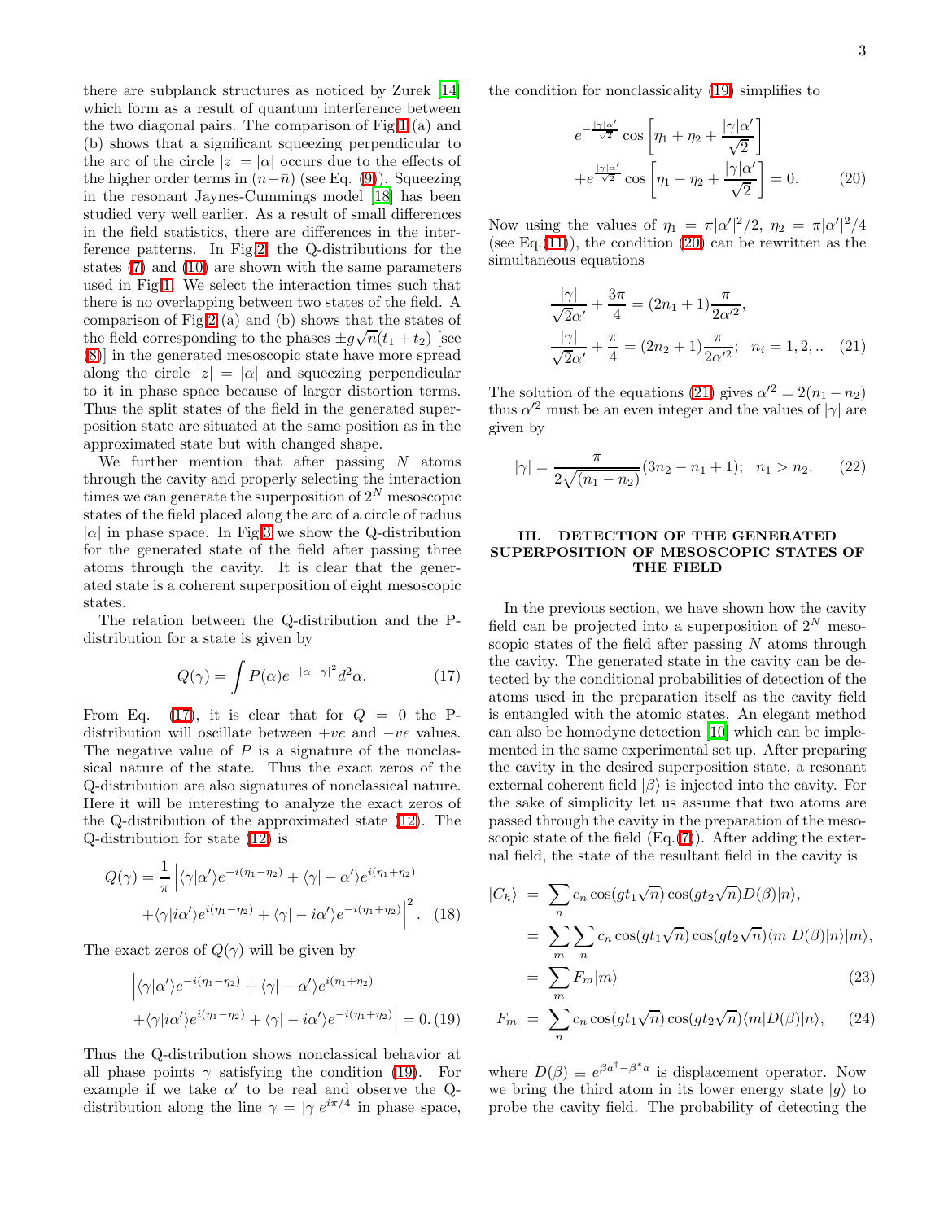there are subplanck structures as noticed by Zurek [14] which form as a result of quantum interference between the two diagonal pairs. The comparison of Fig 1 (a) and (b) shows that a significant squeezing perpendicular to the arc of the circle $|z| = |\alpha|$ occurs due to the effects of the higher order terms in $(n-\bar{n})$ (see Eq. (9)). Squeezing in the resonant Jaynes-Cummings model [18] has been studied very well earlier. As a result of small differences in the field statistics, there are differences in the interference patterns. In Fig 2, the Q-distributions for the states (7) and (10) are shown with the same parameters used in Fig 1. We select the interaction times such that there is no overlapping between two states of the field. A comparison of Fig 2 (a) and (b) shows that the states of the field corresponding to the phases $\pm g\sqrt{n}(t_1+t_2)$ [see (8)] in the generated mesoscopic state have more spread along the circle $|z| = |\alpha|$ and squeezing perpendicular to it in phase space because of larger distortion terms. Thus the split states of the field in the generated superposition state are situated at the same position as in the approximated state but with changed shape.

We further mention that after passing $N$ atoms through the cavity and properly selecting the interaction times we can generate the superposition of $2^N$ mesoscopic states of the field placed along the arc of a circle of radius $|\alpha|$ in phase space. In Fig 3 we show the Q-distribution for the generated state of the field after passing three atoms through the cavity. It is clear that the generated state is a coherent superposition of eight mesoscopic states.

The relation between the Q-distribution and the P-distribution for a state is given by

$$Q(\gamma) = \int P(\alpha) e^{-|\alpha-\gamma|^2} d^2\alpha. \tag{17}$$

From Eq. (17), it is clear that for $Q = 0$ the P-distribution will oscillate between $+ve$ and $-ve$ values. The negative value of $P$ is a signature of the nonclassical nature of the state. Thus the exact zeros of the Q-distribution are also signatures of nonclassical nature. Here it will be interesting to analyze the exact zeros of the Q-distribution of the approximated state (12). The Q-distribution for state (12) is

$$Q(\gamma) = \frac{1}{\pi} \Big| \langle\gamma|\alpha'\rangle e^{-i(\eta_1-\eta_2)} + \langle\gamma|-\alpha'\rangle e^{i(\eta_1+\eta_2)} + \langle\gamma|i\alpha'\rangle e^{i(\eta_1-\eta_2)} + \langle\gamma|-i\alpha'\rangle e^{-i(\eta_1+\eta_2)} \Big|^2. \tag{18}$$

The exact zeros of $Q(\gamma)$ will be given by

$$\Big| \langle\gamma|\alpha'\rangle e^{-i(\eta_1-\eta_2)} + \langle\gamma|-\alpha'\rangle e^{i(\eta_1+\eta_2)} + \langle\gamma|i\alpha'\rangle e^{i(\eta_1-\eta_2)} + \langle\gamma|-i\alpha'\rangle e^{-i(\eta_1+\eta_2)} \Big| = 0. \tag{19}$$

Thus the Q-distribution shows nonclassical behavior at all phase points $\gamma$ satisfying the condition (19). For example if we take $\alpha'$ to be real and observe the Q-distribution along the line $\gamma = |\gamma|e^{i\pi/4}$ in phase space, the condition for nonclassicality (19) simplifies to

$$e^{-\frac{|\gamma|\alpha'}{\sqrt{2}}} \cos\left[\eta_1 + \eta_2 + \frac{|\gamma|\alpha'}{\sqrt{2}}\right] + e^{\frac{|\gamma|\alpha'}{\sqrt{2}}} \cos\left[\eta_1 - \eta_2 + \frac{|\gamma|\alpha'}{\sqrt{2}}\right] = 0. \tag{20}$$

Now using the values of $\eta_1 = \pi|\alpha'|^2/2$, $\eta_2 = \pi|\alpha'|^2/4$ (see Eq.(11)), the condition (20) can be rewritten as the simultaneous equations

$$\frac{|\gamma|}{\sqrt{2}\alpha'} + \frac{3\pi}{4} = (2n_1+1)\frac{\pi}{2\alpha'^2},$$
$$\frac{|\gamma|}{\sqrt{2}\alpha'} + \frac{\pi}{4} = (2n_2+1)\frac{\pi}{2\alpha'^2}; \quad n_i = 1, 2, .. \tag{21}$$

The solution of the equations (21) gives $\alpha'^2 = 2(n_1 - n_2)$ thus $\alpha'^2$ must be an even integer and the values of $|\gamma|$ are given by

$$|\gamma| = \frac{\pi}{2\sqrt{(n_1-n_2)}}(3n_2 - n_1 + 1); \quad n_1 > n_2. \tag{22}$$

## III. DETECTION OF THE GENERATED SUPERPOSITION OF MESOSCOPIC STATES OF THE FIELD

In the previous section, we have shown how the cavity field can be projected into a superposition of $2^N$ mesoscopic states of the field after passing $N$ atoms through the cavity. The generated state in the cavity can be detected by the conditional probabilities of detection of the atoms used in the preparation itself as the cavity field is entangled with the atomic states. An elegant method can also be homodyne detection [10] which can be implemented in the same experimental set up. After preparing the cavity in the desired superposition state, a resonant external coherent field $|\beta\rangle$ is injected into the cavity. For the sake of simplicity let us assume that two atoms are passed through the cavity in the preparation of the mesoscopic state of the field (Eq.(7)). After adding the external field, the state of the resultant field in the cavity is

$$\begin{aligned}
|C_h\rangle &= \sum_n c_n \cos(gt_1\sqrt{n})\cos(gt_2\sqrt{n}) D(\beta)|n\rangle, \\
&= \sum_m \sum_n c_n \cos(gt_1\sqrt{n})\cos(gt_2\sqrt{n}) \langle m|D(\beta)|n\rangle |m\rangle, \\
&= \sum_m F_m |m\rangle
\end{aligned} \tag{23}$$

$$F_m = \sum_n c_n \cos(gt_1\sqrt{n})\cos(gt_2\sqrt{n}) \langle m|D(\beta)|n\rangle, \tag{24}$$

where $D(\beta) \equiv e^{\beta a^\dagger - \beta^* a}$ is displacement operator. Now we bring the third atom in its lower energy state $|g\rangle$ to probe the cavity field. The probability of detecting the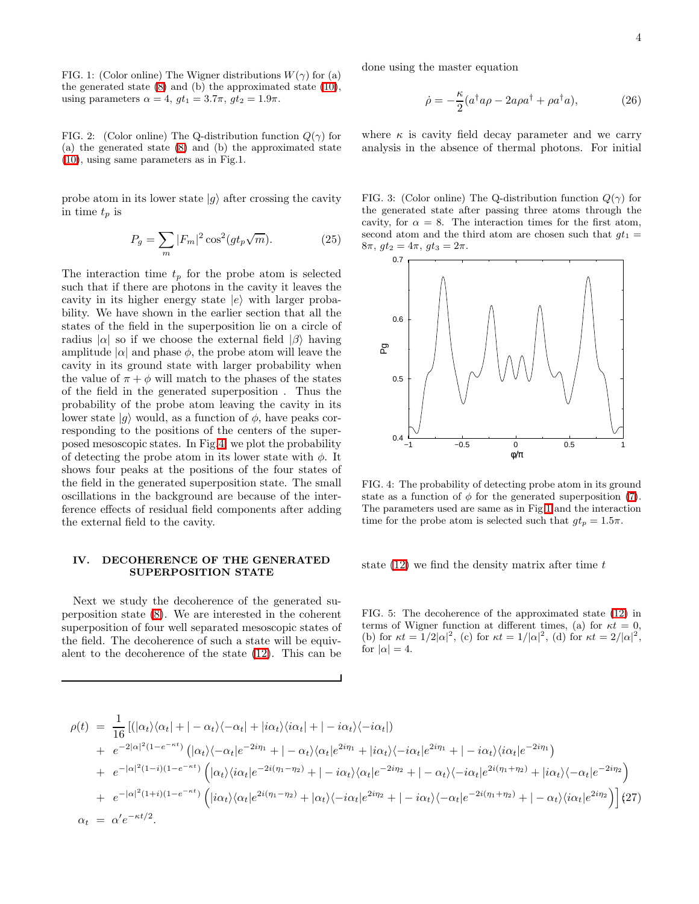FIG. 1: (Color online) The Wigner distributions $W(\gamma)$ for (a) the generated state (8) and (b) the approximated state (10), using parameters $\alpha = 4$, $gt_1 = 3.7\pi$, $gt_2 = 1.9\pi$.

FIG. 2: (Color online) The Q-distribution function $Q(\gamma)$ for (a) the generated state (8) and (b) the approximated state (10), using same parameters as in Fig.1.

probe atom in its lower state $|g\rangle$ after crossing the cavity in time $t_p$ is

$$P_g = \sum_m |F_m|^2 \cos^2(gt_p\sqrt{m}). \tag{25}$$

The interaction time $t_p$ for the probe atom is selected such that if there are photons in the cavity it leaves the cavity in its higher energy state $|e\rangle$ with larger probability. We have shown in the earlier section that all the states of the field in the superposition lie on a circle of radius $|\alpha|$ so if we choose the external field $|\beta\rangle$ having amplitude $|\alpha|$ and phase $\phi$, the probe atom will leave the cavity in its ground state with larger probability when the value of $\pi + \phi$ will match to the phases of the states of the field in the generated superposition . Thus the probability of the probe atom leaving the cavity in its lower state $|g\rangle$ would, as a function of $\phi$, have peaks corresponding to the positions of the centers of the superposed mesoscopic states. In Fig.4 we plot the probability of detecting the probe atom in its lower state with $\phi$. It shows four peaks at the positions of the four states of the field in the generated superposition state. The small oscillations in the background are because of the interference effects of residual field components after adding the external field to the cavity.

## IV. DECOHERENCE OF THE GENERATED SUPERPOSITION STATE

Next we study the decoherence of the generated superposition state (8). We are interested in the coherent superposition of four well separated mesoscopic states of the field. The decoherence of such a state will be equivalent to the decoherence of the state (12). This can be done using the master equation

$$\dot{\rho} = -\frac{\kappa}{2}(a^\dagger a\rho - 2a\rho a^\dagger + \rho a^\dagger a), \tag{26}$$

where $\kappa$ is cavity field decay parameter and we carry analysis in the absence of thermal photons. For initial state (12) we find the density matrix after time $t$

FIG. 3: (Color online) The Q-distribution function $Q(\gamma)$ for the generated state after passing three atoms through the cavity, for $\alpha = 8$. The interaction times for the first atom, second atom and the third atom are chosen such that $gt_1 = 8\pi$, $gt_2 = 4\pi$, $gt_3 = 2\pi$.

FIG. 4: The probability of detecting probe atom in its ground state as a function of $\phi$ for the generated superposition (7). The parameters used are same as in Fig.1 and the interaction time for the probe atom is selected such that $gt_p = 1.5\pi$.

FIG. 5: The decoherence of the approximated state (12) in terms of Wigner function at different times, (a) for $\kappa t = 0$, (b) for $\kappa t = 1/2|\alpha|^2$, (c) for $\kappa t = 1/|\alpha|^2$, (d) for $\kappa t = 2/|\alpha|^2$, for $|\alpha| = 4$.

$$\begin{aligned}
\rho(t) &= \frac{1}{16}\big[(|\alpha_t\rangle\langle\alpha_t| + |-\alpha_t\rangle\langle-\alpha_t| + |i\alpha_t\rangle\langle i\alpha_t| + |-i\alpha_t\rangle\langle-i\alpha_t|) \\
&+ e^{-2|\alpha|^2(1-e^{-\kappa t})}\left(|\alpha_t\rangle\langle-\alpha_t|e^{-2i\eta_1} + |-\alpha_t\rangle\langle\alpha_t|e^{2i\eta_1} + |i\alpha_t\rangle\langle-i\alpha_t|e^{2i\eta_1} + |-i\alpha_t\rangle\langle i\alpha_t|e^{-2i\eta_1}\right) \\
&+ e^{-|\alpha|^2(1-i)(1-e^{-\kappa t})}\left(|\alpha_t\rangle\langle i\alpha_t|e^{-2i(\eta_1-\eta_2)} + |-i\alpha_t\rangle\langle\alpha_t|e^{-2i\eta_2} + |-\alpha_t\rangle\langle-i\alpha_t|e^{2i(\eta_1+\eta_2)} + |i\alpha_t\rangle\langle-\alpha_t|e^{-2i\eta_2}\right) \\
&+ e^{-|\alpha|^2(1+i)(1-e^{-\kappa t})}\left(|i\alpha_t\rangle\langle\alpha_t|e^{2i(\eta_1-\eta_2)} + |\alpha_t\rangle\langle-i\alpha_t|e^{2i\eta_2} + |-i\alpha_t\rangle\langle-\alpha_t|e^{-2i(\eta_1+\eta_2)} + |-\alpha_t\rangle\langle i\alpha_t|e^{2i\eta_2}\right)\big] \quad (27) \\
\alpha_t &= \alpha' e^{-\kappa t/2}.
\end{aligned}$$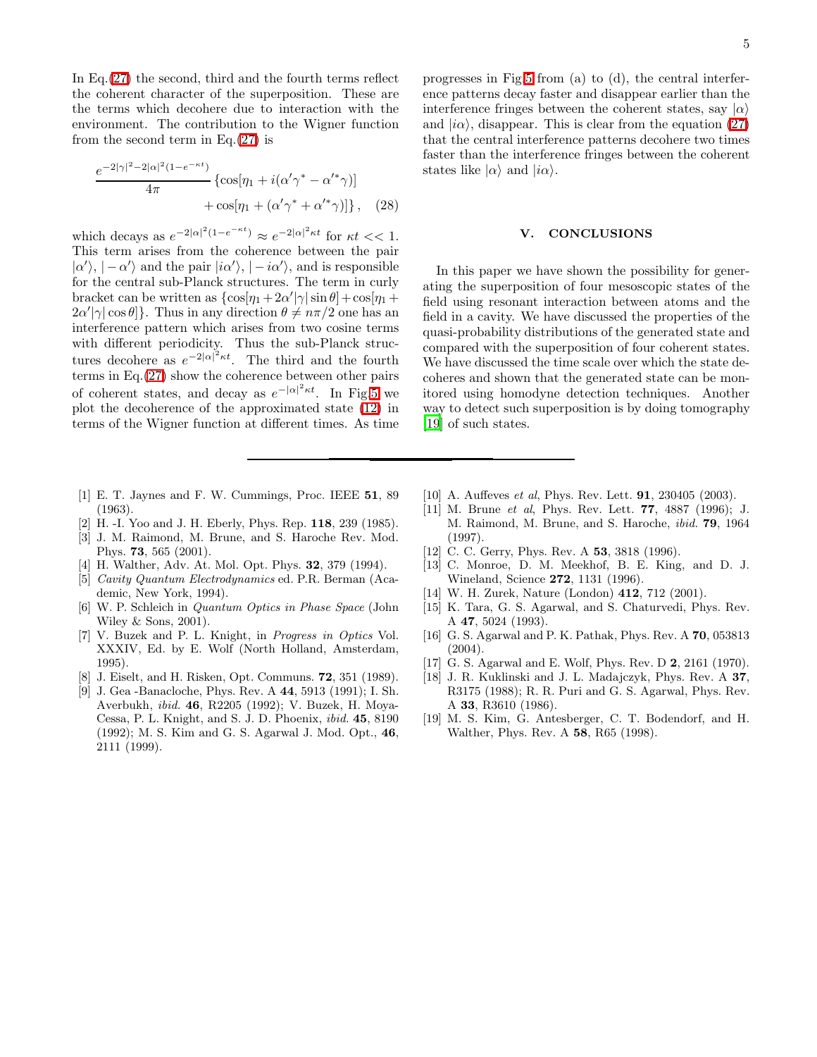In Eq.(27) the second, third and the fourth terms reflect the coherent character of the superposition. These are the terms which decohere due to interaction with the environment. The contribution to the Wigner function from the second term in Eq.(27) is

$$\frac{e^{-2|\gamma|^2-2|\alpha|^2(1-e^{-\kappa t})}}{4\pi}\left\{\cos[\eta_1 + i(\alpha'\gamma^* - \alpha'^*\gamma)] + \cos[\eta_1 + (\alpha'\gamma^* + \alpha'^*\gamma)]\right\}, \quad (28)$$

which decays as $e^{-2|\alpha|^2(1-e^{-\kappa t})} \approx e^{-2|\alpha|^2\kappa t}$ for $\kappa t << 1$. This term arises from the coherence between the pair $|\alpha'\rangle, |-\alpha'\rangle$ and the pair $|i\alpha'\rangle, |-i\alpha'\rangle$, and is responsible for the central sub-Planck structures. The term in curly bracket can be written as $\{\cos[\eta_1 + 2\alpha'|\gamma|\sin\theta] + \cos[\eta_1 + 2\alpha'|\gamma|\cos\theta]\}$. Thus in any direction $\theta \neq n\pi/2$ one has an interference pattern which arises from two cosine terms with different periodicity. Thus the sub-Planck structures decohere as $e^{-2|\alpha|^2\kappa t}$. The third and the fourth terms in Eq.(27) show the coherence between other pairs of coherent states, and decay as $e^{-|\alpha|^2\kappa t}$. In Fig.5 we plot the decoherence of the approximated state (12) in terms of the Wigner function at different times. As time progresses in Fig.5 from (a) to (d), the central interference patterns decay faster and disappear earlier than the interference fringes between the coherent states, say $|\alpha\rangle$ and $|i\alpha\rangle$, disappear. This is clear from the equation (27) that the central interference patterns decohere two times faster than the interference fringes between the coherent states like $|\alpha\rangle$ and $|i\alpha\rangle$.

## V. CONCLUSIONS

In this paper we have shown the possibility for generating the superposition of four mesoscopic states of the field using resonant interaction between atoms and the field in a cavity. We have discussed the properties of the quasi-probability distributions of the generated state and compared with the superposition of four coherent states. We have discussed the time scale over which the state decoheres and shown that the generated state can be monitored using homodyne detection techniques. Another way to detect such superposition is by doing tomography [19] of such states.

---

- [1] E. T. Jaynes and F. W. Cummings, Proc. IEEE **51**, 89 (1963).
- [2] H. -I. Yoo and J. H. Eberly, Phys. Rep. **118**, 239 (1985).
- [3] J. M. Raimond, M. Brune, and S. Haroche Rev. Mod. Phys. **73**, 565 (2001).
- [4] H. Walther, Adv. At. Mol. Opt. Phys. **32**, 379 (1994).
- [5] *Cavity Quantum Electrodynamics* ed. P.R. Berman (Academic, New York, 1994).
- [6] W. P. Schleich in *Quantum Optics in Phase Space* (John Wiley & Sons, 2001).
- [7] V. Buzek and P. L. Knight, in *Progress in Optics* Vol. XXXIV, Ed. by E. Wolf (North Holland, Amsterdam, 1995).
- [8] J. Eiselt, and H. Risken, Opt. Communs. **72**, 351 (1989).
- [9] J. Gea -Banacloche, Phys. Rev. A **44**, 5913 (1991); I. Sh. Averbukh, *ibid.* **46**, R2205 (1992); V. Buzek, H. Moya-Cessa, P. L. Knight, and S. J. D. Phoenix, *ibid.* **45**, 8190 (1992); M. S. Kim and G. S. Agarwal J. Mod. Opt., **46**, 2111 (1999).
- [10] A. Auffeves *et al*, Phys. Rev. Lett. **91**, 230405 (2003).
- [11] M. Brune *et al*, Phys. Rev. Lett. **77**, 4887 (1996); J. M. Raimond, M. Brune, and S. Haroche, *ibid.* **79**, 1964 (1997).
- [12] C. C. Gerry, Phys. Rev. A **53**, 3818 (1996).
- [13] C. Monroe, D. M. Meekhof, B. E. King, and D. J. Wineland, Science **272**, 1131 (1996).
- [14] W. H. Zurek, Nature (London) **412**, 712 (2001).
- [15] K. Tara, G. S. Agarwal, and S. Chaturvedi, Phys. Rev. A **47**, 5024 (1993).
- [16] G. S. Agarwal and P. K. Pathak, Phys. Rev. A **70**, 053813 (2004).
- [17] G. S. Agarwal and E. Wolf, Phys. Rev. D **2**, 2161 (1970).
- [18] J. R. Kuklinski and J. L. Madajczyk, Phys. Rev. A **37**, R3175 (1988); R. R. Puri and G. S. Agarwal, Phys. Rev. A **33**, R3610 (1986).
- [19] M. S. Kim, G. Antesberger, C. T. Bodendorf, and H. Walther, Phys. Rev. A **58**, R65 (1998).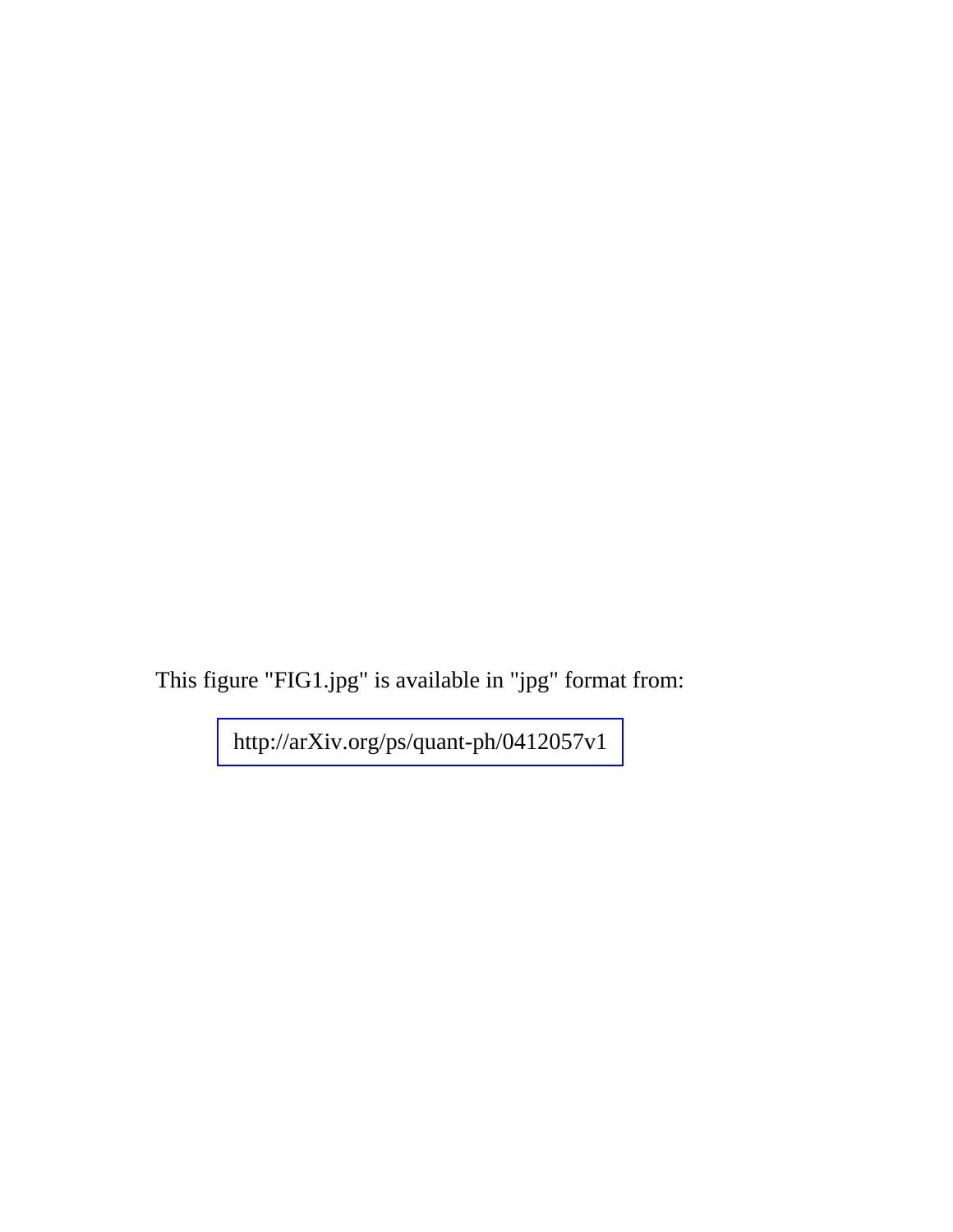This figure "FIG1.jpg" is available in "jpg" format from:

http://arXiv.org/ps/quant-ph/0412057v1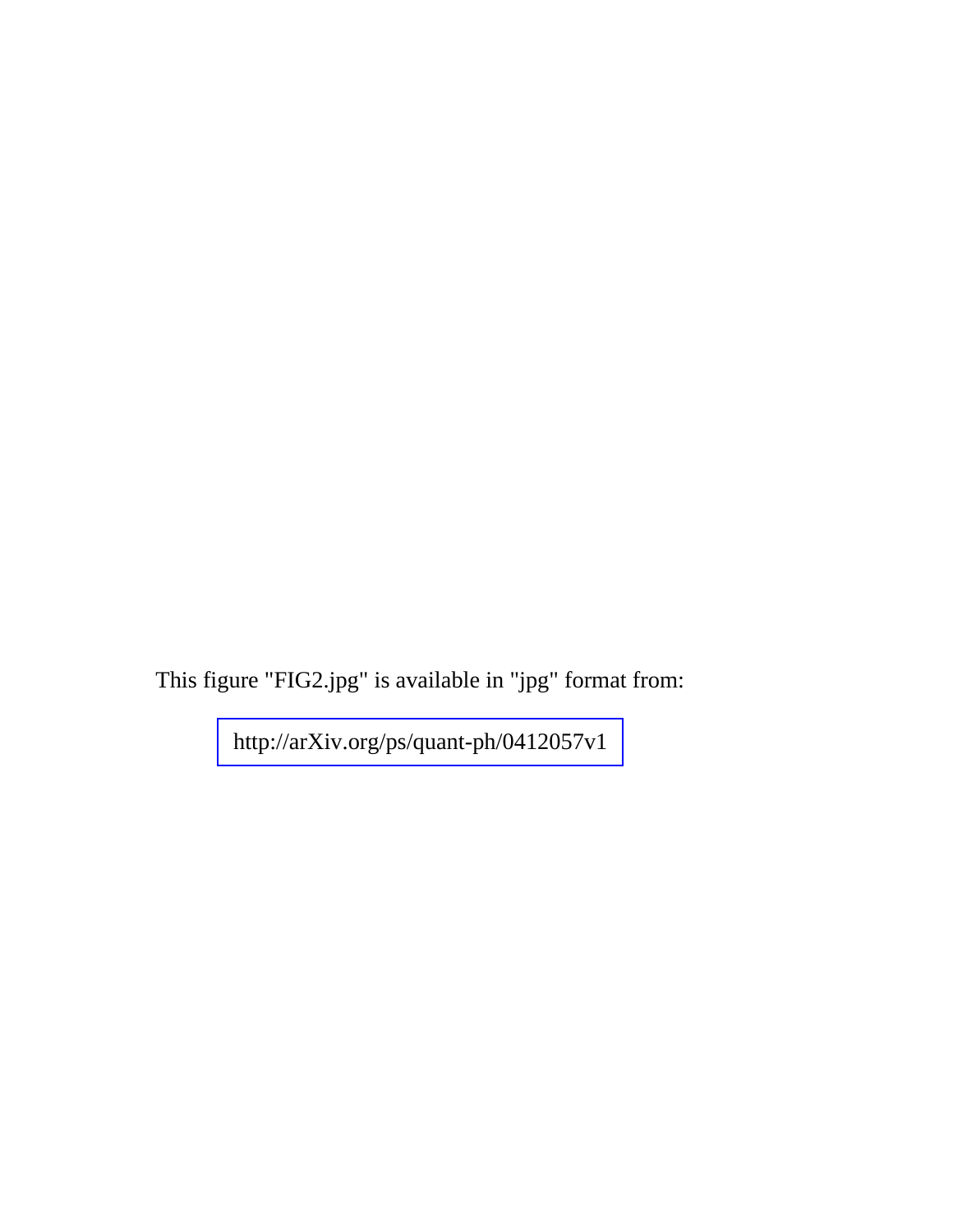This figure "FIG2.jpg" is available in "jpg" format from:

http://arXiv.org/ps/quant-ph/0412057v1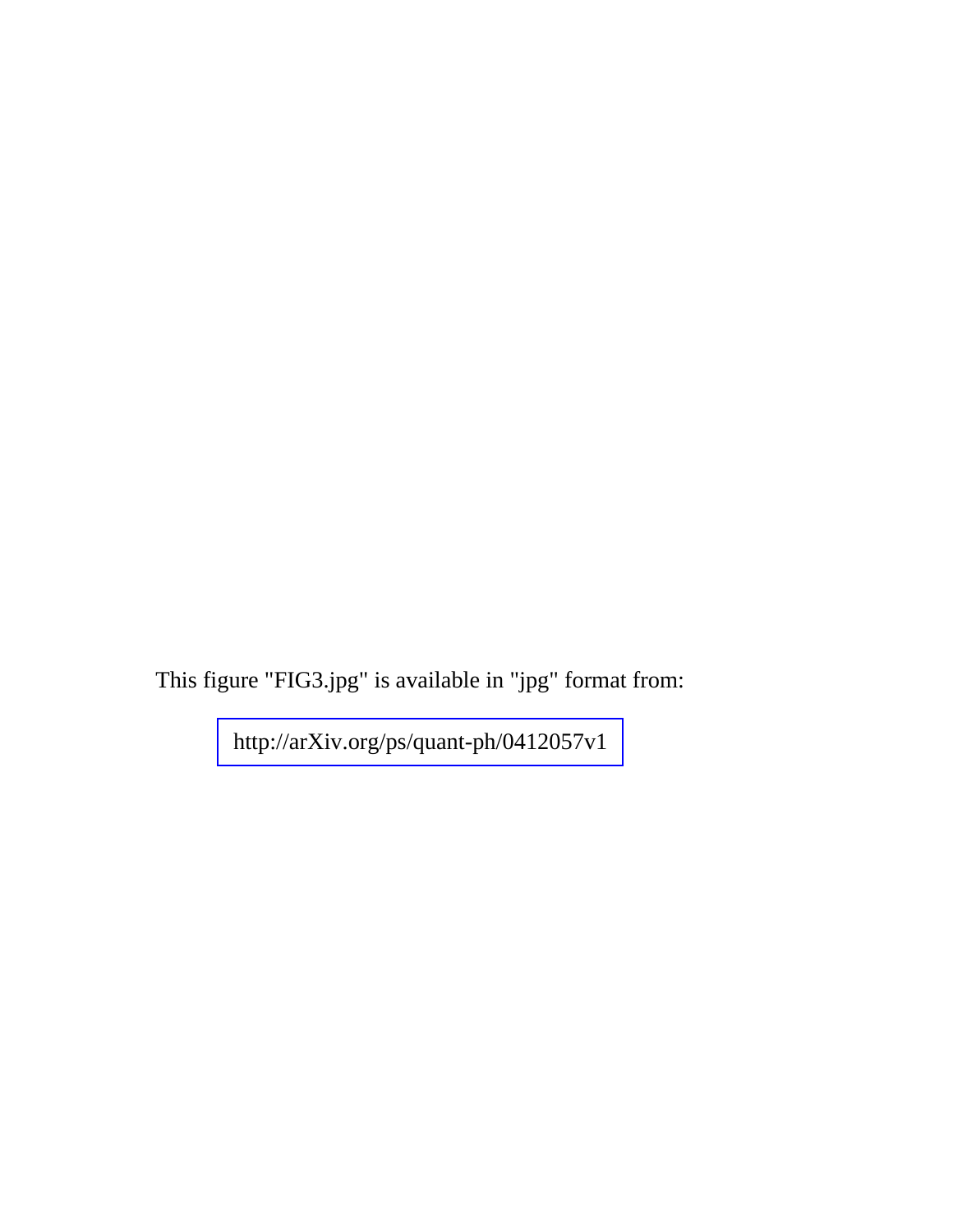This figure "FIG3.jpg" is available in "jpg" format from:

http://arXiv.org/ps/quant-ph/0412057v1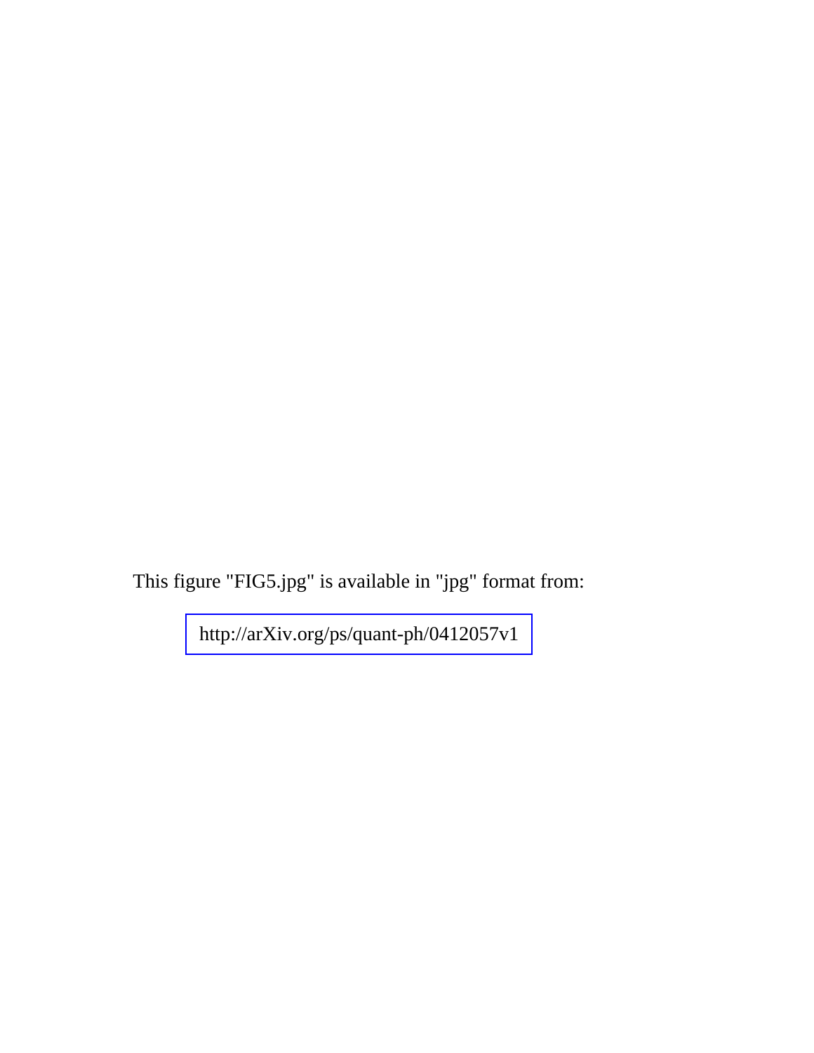This figure "FIG5.jpg" is available in "jpg" format from:

http://arXiv.org/ps/quant-ph/0412057v1